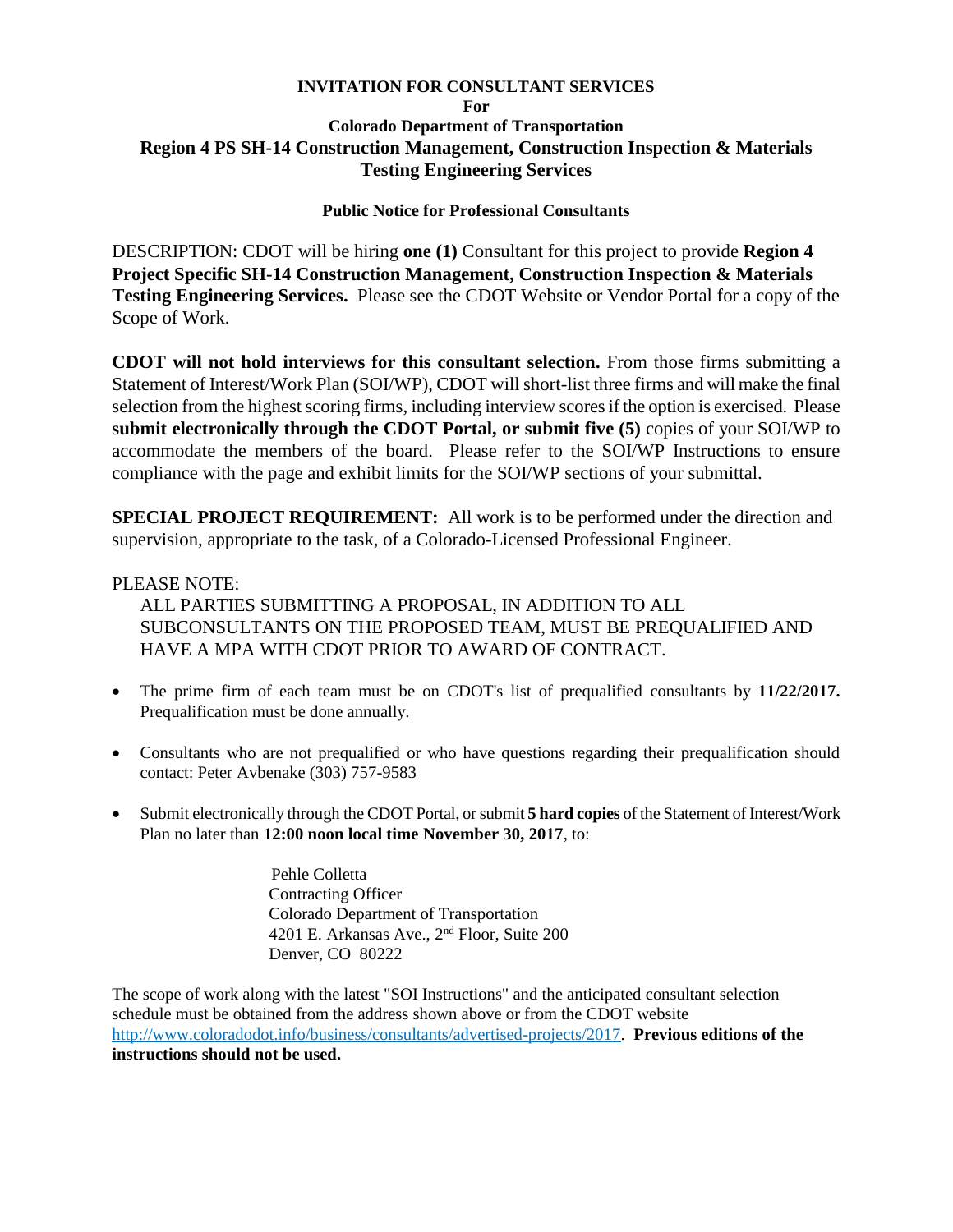# INVITATION FOR CONSULTANT SERVICES

**For**

**Colorado Department of Transportation**

**Region 4 PS SH-14 Construction Management, Construction Inspection & Materials Testing Engineering Services**

**Public Notice for Professional Consultants**

DESCRIPTION: CDOT will be hiring **one (1)** Consultant for this project to provide **Region 4 Project Specific SH-14 Construction Management, Construction Inspection & Materials Testing Engineering Services.** Please see the CDOT Website or Vendor Portal for a copy of the Scope of Work.

**CDOT will not hold interviews for this consultant selection.** From those firms submitting a Statement of Interest/Work Plan (SOI/WP), CDOT will short-list three firms and will make the final selection from the highest scoring firms, including interview scores if the option is exercised. Please **submit electronically through the CDOT Portal, or submit five (5)** copies of your SOI/WP to accommodate the members of the board. Please refer to the SOI/WP Instructions to ensure compliance with the page and exhibit limits for the SOI/WP sections of your submittal.

**SPECIAL PROJECT REQUIREMENT:** All work is to be performed under the direction and supervision, appropriate to the task, of a Colorado-Licensed Professional Engineer.

PLEASE NOTE:

ALL PARTIES SUBMITTING A PROPOSAL, IN ADDITION TO ALL SUBCONSULTANTS ON THE PROPOSED TEAM, MUST BE PREQUALIFIED AND HAVE A MPA WITH CDOT PRIOR TO AWARD OF CONTRACT.

- The prime firm of each team must be on CDOT's list of prequalified consultants by **11/22/2017.** Prequalification must be done annually.
- Consultants who are not prequalified or who have questions regarding their prequalification should contact: Peter Avbenake (303) 757-9583
- Submit electronically through the CDOT Portal, or submit **5 hard copies** of the Statement of Interest/Work Plan no later than **12:00 noon local time November 30, 2017**, to:

  Pehle Colletta
  Contracting Officer
  Colorado Department of Transportation
  4201 E. Arkansas Ave., 2nd Floor, Suite 200
  Denver, CO 80222

The scope of work along with the latest "SOI Instructions" and the anticipated consultant selection schedule must be obtained from the address shown above or from the CDOT website http://www.coloradodot.info/business/consultants/advertised-projects/2017. **Previous editions of the instructions should not be used.**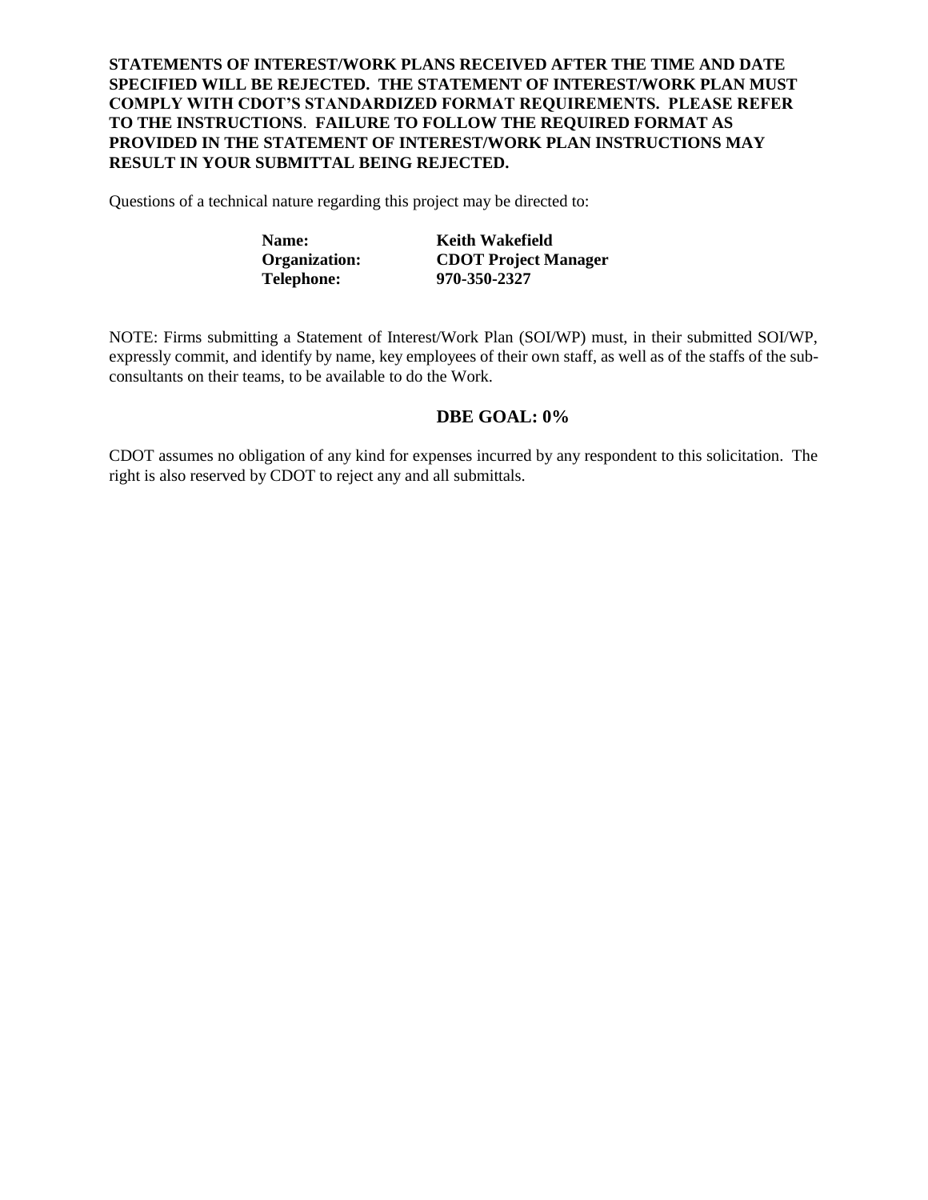**STATEMENTS OF INTEREST/WORK PLANS RECEIVED AFTER THE TIME AND DATE SPECIFIED WILL BE REJECTED. THE STATEMENT OF INTEREST/WORK PLAN MUST COMPLY WITH CDOT'S STANDARDIZED FORMAT REQUIREMENTS. PLEASE REFER TO THE INSTRUCTIONS. FAILURE TO FOLLOW THE REQUIRED FORMAT AS PROVIDED IN THE STATEMENT OF INTEREST/WORK PLAN INSTRUCTIONS MAY RESULT IN YOUR SUBMITTAL BEING REJECTED.**

Questions of a technical nature regarding this project may be directed to:

| | |
|---|---|
| **Name:** | **Keith Wakefield** |
| **Organization:** | **CDOT Project Manager** |
| **Telephone:** | **970-350-2327** |

NOTE: Firms submitting a Statement of Interest/Work Plan (SOI/WP) must, in their submitted SOI/WP, expressly commit, and identify by name, key employees of their own staff, as well as of the staffs of the sub-consultants on their teams, to be available to do the Work.

**DBE GOAL: 0%**

CDOT assumes no obligation of any kind for expenses incurred by any respondent to this solicitation. The right is also reserved by CDOT to reject any and all submittals.